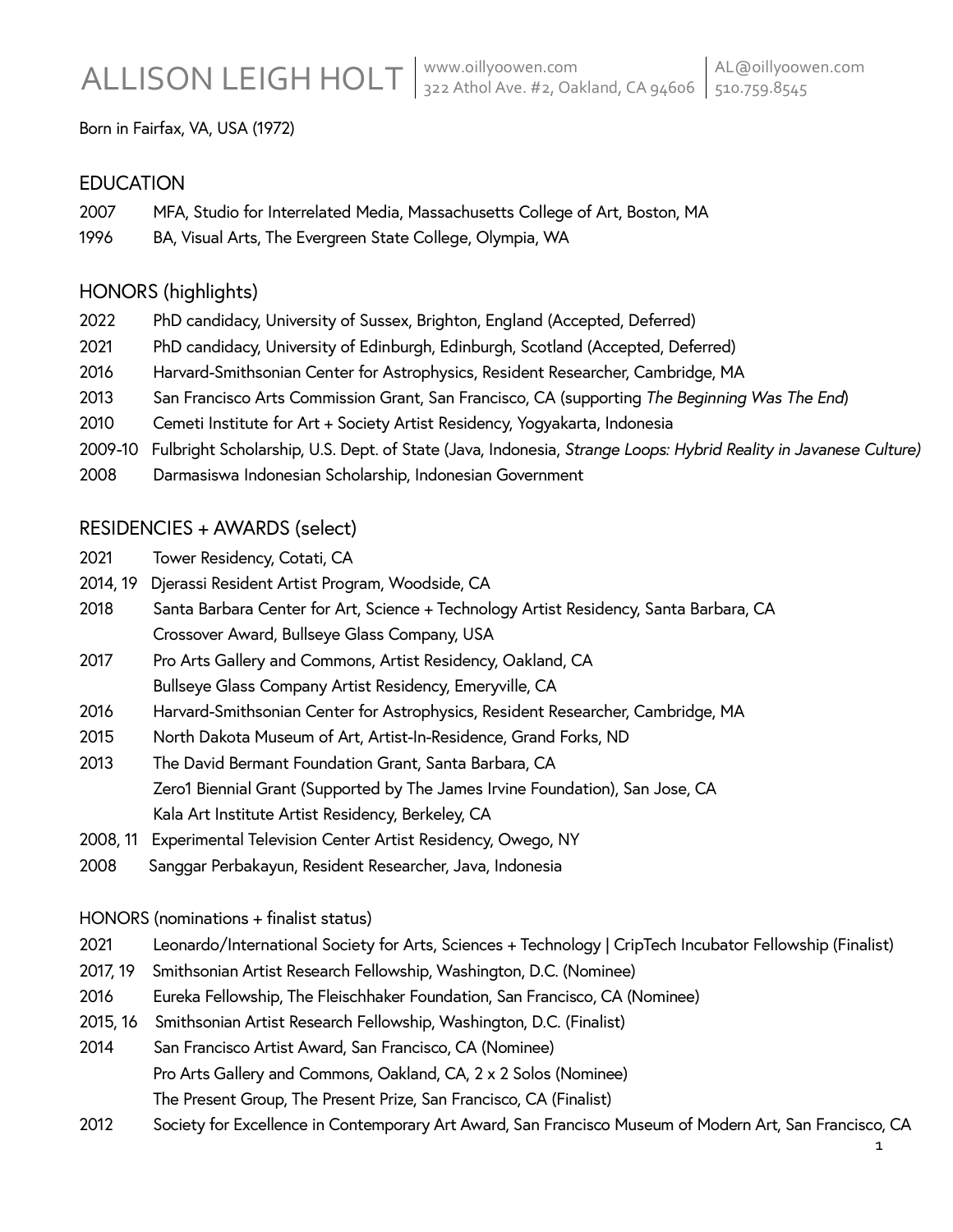# ALLISON LEIGH HOLT

www.oillyoowen.com
322 Athol Ave. #2, Oakland, CA 94606
AL@oillyoowen.com
510.759.8545

Born in Fairfax, VA, USA (1972)

## EDUCATION

2007 MFA, Studio for Interrelated Media, Massachusetts College of Art, Boston, MA
1996 BA, Visual Arts, The Evergreen State College, Olympia, WA

## HONORS (highlights)

2022 PhD candidacy, University of Sussex, Brighton, England (Accepted, Deferred)
2021 PhD candidacy, University of Edinburgh, Edinburgh, Scotland (Accepted, Deferred)
2016 Harvard-Smithsonian Center for Astrophysics, Resident Researcher, Cambridge, MA
2013 San Francisco Arts Commission Grant, San Francisco, CA (supporting *The Beginning Was The End*)
2010 Cemeti Institute for Art + Society Artist Residency, Yogyakarta, Indonesia
2009-10 Fulbright Scholarship, U.S. Dept. of State (Java, Indonesia, *Strange Loops: Hybrid Reality in Javanese Culture)*
2008 Darmasiswa Indonesian Scholarship, Indonesian Government

## RESIDENCIES + AWARDS (select)

2021 Tower Residency, Cotati, CA
2014, 19 Djerassi Resident Artist Program, Woodside, CA
2018 Santa Barbara Center for Art, Science + Technology Artist Residency, Santa Barbara, CA
Crossover Award, Bullseye Glass Company, USA
2017 Pro Arts Gallery and Commons, Artist Residency, Oakland, CA
Bullseye Glass Company Artist Residency, Emeryville, CA
2016 Harvard-Smithsonian Center for Astrophysics, Resident Researcher, Cambridge, MA
2015 North Dakota Museum of Art, Artist-In-Residence, Grand Forks, ND
2013 The David Bermant Foundation Grant, Santa Barbara, CA
Zero1 Biennial Grant (Supported by The James Irvine Foundation), San Jose, CA
Kala Art Institute Artist Residency, Berkeley, CA
2008, 11 Experimental Television Center Artist Residency, Owego, NY
2008 Sanggar Perbakayun, Resident Researcher, Java, Indonesia

## HONORS (nominations + finalist status)

2021 Leonardo/International Society for Arts, Sciences + Technology | CripTech Incubator Fellowship (Finalist)
2017, 19 Smithsonian Artist Research Fellowship, Washington, D.C. (Nominee)
2016 Eureka Fellowship, The Fleischhaker Foundation, San Francisco, CA (Nominee)
2015, 16 Smithsonian Artist Research Fellowship, Washington, D.C. (Finalist)
2014 San Francisco Artist Award, San Francisco, CA (Nominee)
Pro Arts Gallery and Commons, Oakland, CA, 2 x 2 Solos (Nominee)
The Present Group, The Present Prize, San Francisco, CA (Finalist)
2012 Society for Excellence in Contemporary Art Award, San Francisco Museum of Modern Art, San Francisco, CA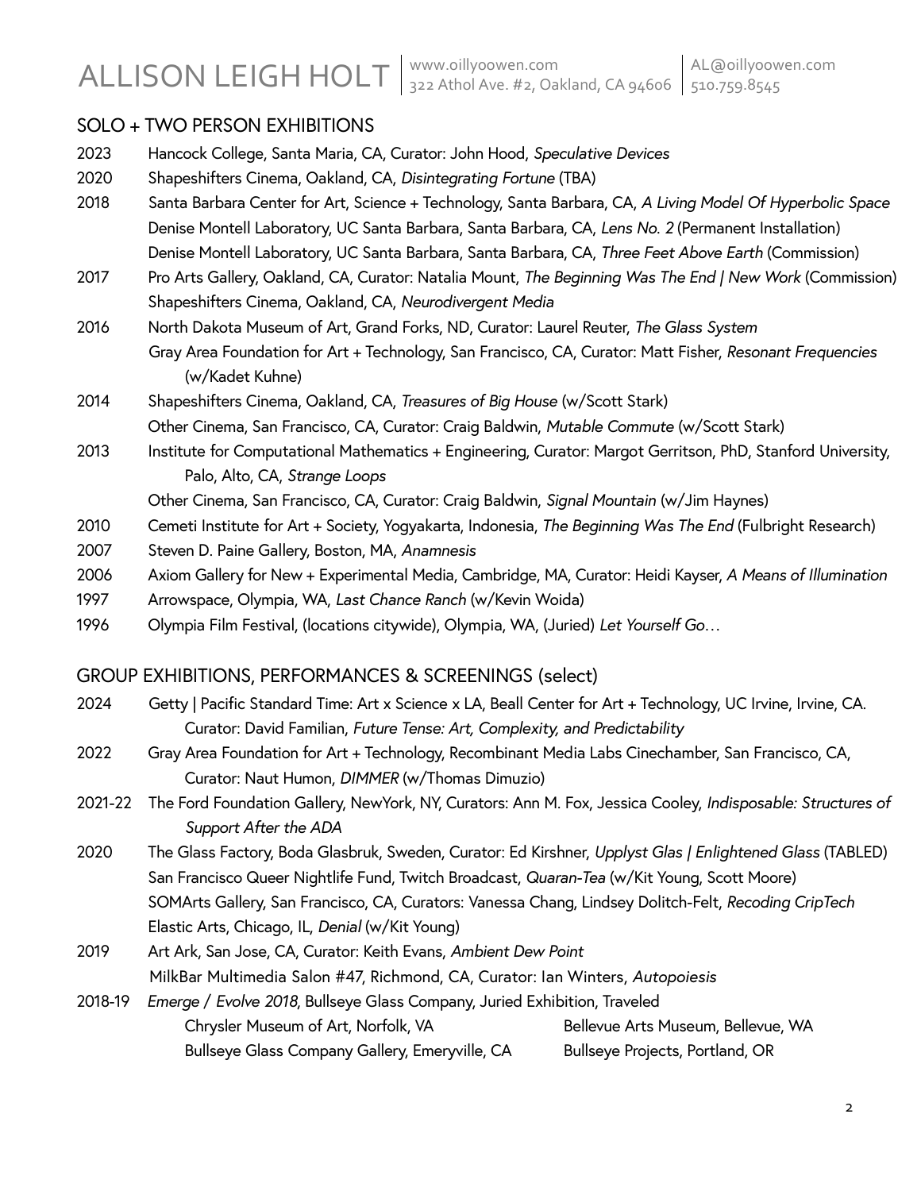# ALLISON LEIGH HOLT

www.oillyoowen.com | 322 Athol Ave. #2, Oakland, CA 94606 | AL@oillyoowen.com | 510.759.8545

## SOLO + TWO PERSON EXHIBITIONS

2023 Hancock College, Santa Maria, CA, Curator: John Hood, *Speculative Devices*

2020 Shapeshifters Cinema, Oakland, CA, *Disintegrating Fortune* (TBA)

2018 Santa Barbara Center for Art, Science + Technology, Santa Barbara, CA, *A Living Model Of Hyperbolic Space*
Denise Montell Laboratory, UC Santa Barbara, Santa Barbara, CA, *Lens No. 2* (Permanent Installation)
Denise Montell Laboratory, UC Santa Barbara, Santa Barbara, CA, *Three Feet Above Earth* (Commission)

2017 Pro Arts Gallery, Oakland, CA, Curator: Natalia Mount, *The Beginning Was The End | New Work* (Commission)
Shapeshifters Cinema, Oakland, CA, *Neurodivergent Media*

2016 North Dakota Museum of Art, Grand Forks, ND, Curator: Laurel Reuter, *The Glass System*
Gray Area Foundation for Art + Technology, San Francisco, CA, Curator: Matt Fisher, *Resonant Frequencies* (w/Kadet Kuhne)

2014 Shapeshifters Cinema, Oakland, CA, *Treasures of Big House* (w/Scott Stark)
Other Cinema, San Francisco, CA, Curator: Craig Baldwin, *Mutable Commute* (w/Scott Stark)

2013 Institute for Computational Mathematics + Engineering, Curator: Margot Gerritson, PhD, Stanford University, Palo, Alto, CA, *Strange Loops*
Other Cinema, San Francisco, CA, Curator: Craig Baldwin, *Signal Mountain* (w/Jim Haynes)

2010 Cemeti Institute for Art + Society, Yogyakarta, Indonesia, *The Beginning Was The End* (Fulbright Research)

2007 Steven D. Paine Gallery, Boston, MA, *Anamnesis*

2006 Axiom Gallery for New + Experimental Media, Cambridge, MA, Curator: Heidi Kayser, *A Means of Illumination*

1997 Arrowspace, Olympia, WA, *Last Chance Ranch* (w/Kevin Woida)

1996 Olympia Film Festival, (locations citywide), Olympia, WA, (Juried) *Let Yourself Go…*

## GROUP EXHIBITIONS, PERFORMANCES & SCREENINGS (select)

2024 Getty | Pacific Standard Time: Art x Science x LA, Beall Center for Art + Technology, UC Irvine, Irvine, CA. Curator: David Familian, *Future Tense: Art, Complexity, and Predictability*

2022 Gray Area Foundation for Art + Technology, Recombinant Media Labs Cinechamber, San Francisco, CA, Curator: Naut Humon, *DIMMER* (w/Thomas Dimuzio)

2021-22 The Ford Foundation Gallery, NewYork, NY, Curators: Ann M. Fox, Jessica Cooley, *Indisposable: Structures of Support After the ADA*

2020 The Glass Factory, Boda Glasbruk, Sweden, Curator: Ed Kirshner, *Upplyst Glas | Enlightened Glass* (TABLED)
San Francisco Queer Nightlife Fund, Twitch Broadcast, *Quaran-Tea* (w/Kit Young, Scott Moore)
SOMArts Gallery, San Francisco, CA, Curators: Vanessa Chang, Lindsey Dolitch-Felt, *Recoding CripTech*
Elastic Arts, Chicago, IL, *Denial* (w/Kit Young)

2019 Art Ark, San Jose, CA, Curator: Keith Evans, *Ambient Dew Point*
MilkBar Multimedia Salon #47, Richmond, CA, Curator: Ian Winters, *Autopoiesis*

2018-19 *Emerge / Evolve 2018*, Bullseye Glass Company, Juried Exhibition, Traveled
Chrysler Museum of Art, Norfolk, VA
Bullseye Glass Company Gallery, Emeryville, CA
Bellevue Arts Museum, Bellevue, WA
Bullseye Projects, Portland, OR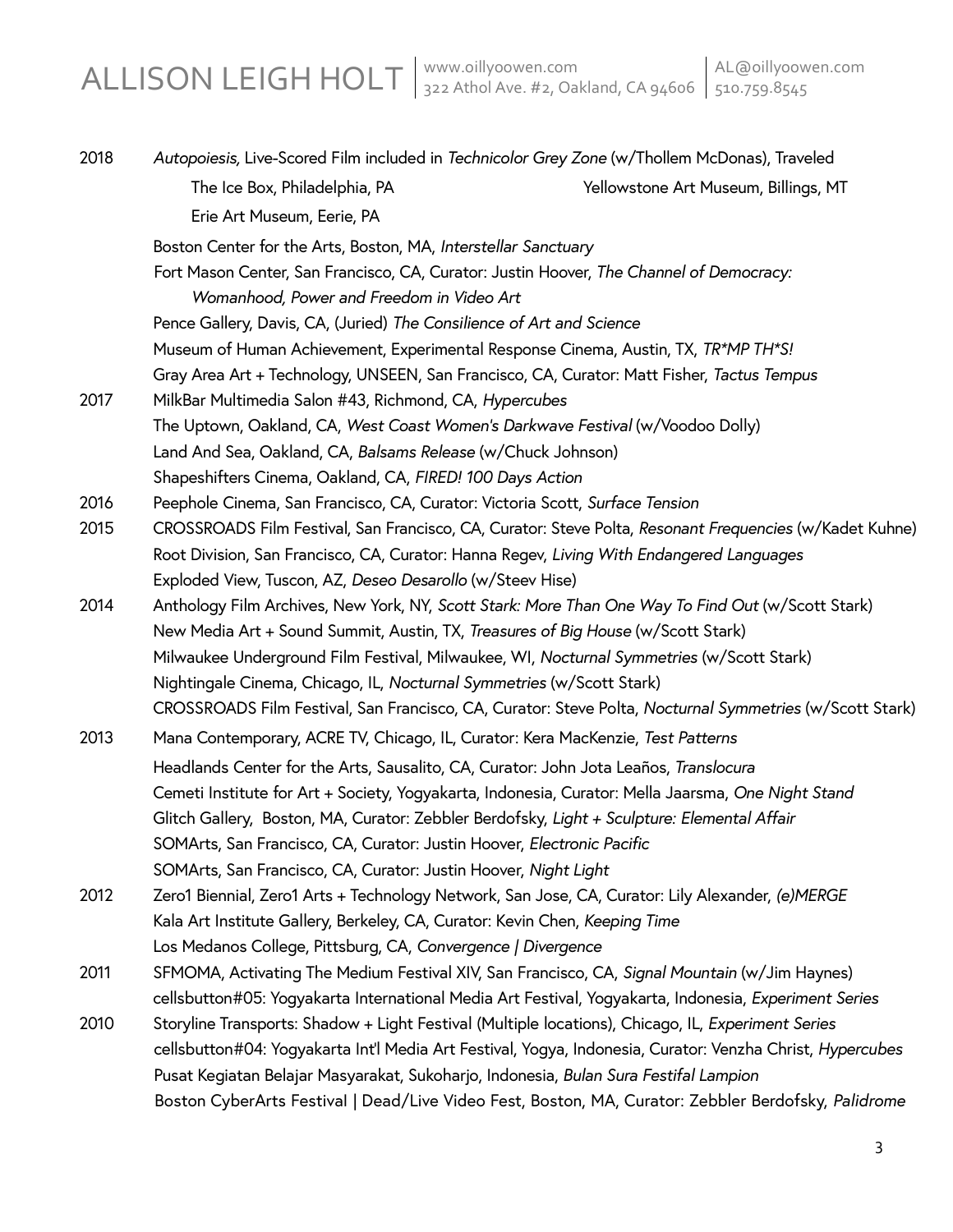# ALLISON LEIGH HOLT

www.oillyoowen.com
322 Athol Ave. #2, Oakland, CA 94606

AL@oillyoowen.com
510.759.8545

**2018**

*Autopoiesis,* Live-Scored Film included in *Technicolor Grey Zone* (w/Thollem McDonas), Traveled

- The Ice Box, Philadelphia, PA
- Yellowstone Art Museum, Billings, MT
- Erie Art Museum, Eerie, PA

Boston Center for the Arts, Boston, MA, *Interstellar Sanctuary*

Fort Mason Center, San Francisco, CA, Curator: Justin Hoover, *The Channel of Democracy: Womanhood, Power and Freedom in Video Art*

Pence Gallery, Davis, CA, (Juried) *The Consilience of Art and Science*

Museum of Human Achievement, Experimental Response Cinema, Austin, TX, *TR*MP TH*S!*

Gray Area Art + Technology, UNSEEN, San Francisco, CA, Curator: Matt Fisher, *Tactus Tempus*

**2017**

MilkBar Multimedia Salon #43, Richmond, CA, *Hypercubes*

The Uptown, Oakland, CA, *West Coast Women's Darkwave Festival* (w/Voodoo Dolly)

Land And Sea, Oakland, CA, *Balsams Release* (w/Chuck Johnson)

Shapeshifters Cinema, Oakland, CA, *FIRED! 100 Days Action*

**2016**

Peephole Cinema, San Francisco, CA, Curator: Victoria Scott, *Surface Tension*

**2015**

CROSSROADS Film Festival, San Francisco, CA, Curator: Steve Polta, *Resonant Frequencies* (w/Kadet Kuhne)

Root Division, San Francisco, CA, Curator: Hanna Regev, *Living With Endangered Languages*

Exploded View, Tuscon, AZ, *Deseo Desarollo* (w/Steev Hise)

**2014**

Anthology Film Archives, New York, NY, *Scott Stark: More Than One Way To Find Out* (w/Scott Stark)

New Media Art + Sound Summit, Austin, TX, *Treasures of Big House* (w/Scott Stark)

Milwaukee Underground Film Festival, Milwaukee, WI, *Nocturnal Symmetries* (w/Scott Stark)

Nightingale Cinema, Chicago, IL, *Nocturnal Symmetries* (w/Scott Stark)

CROSSROADS Film Festival, San Francisco, CA, Curator: Steve Polta, *Nocturnal Symmetries* (w/Scott Stark)

**2013**

Mana Contemporary, ACRE TV, Chicago, IL, Curator: Kera MacKenzie, *Test Patterns*

Headlands Center for the Arts, Sausalito, CA, Curator: John Jota Leaños, *Translocura*

Cemeti Institute for Art + Society, Yogyakarta, Indonesia, Curator: Mella Jaarsma, *One Night Stand*

Glitch Gallery, Boston, MA, Curator: Zebbler Berdofsky, *Light + Sculpture: Elemental Affair*

SOMArts, San Francisco, CA, Curator: Justin Hoover, *Electronic Pacific*

SOMArts, San Francisco, CA, Curator: Justin Hoover, *Night Light*

**2012**

Zero1 Biennial, Zero1 Arts + Technology Network, San Jose, CA, Curator: Lily Alexander, *(e)MERGE*

Kala Art Institute Gallery, Berkeley, CA, Curator: Kevin Chen, *Keeping Time*

Los Medanos College, Pittsburg, CA, *Convergence | Divergence*

**2011**

SFMOMA, Activating The Medium Festival XIV, San Francisco, CA, *Signal Mountain* (w/Jim Haynes)

cellsbutton#05: Yogyakarta International Media Art Festival, Yogyakarta, Indonesia, *Experiment Series*

**2010**

Storyline Transports: Shadow + Light Festival (Multiple locations), Chicago, IL, *Experiment Series*

cellsbutton#04: Yogyakarta Int'l Media Art Festival, Yogya, Indonesia, Curator: Venzha Christ, *Hypercubes*

Pusat Kegiatan Belajar Masyarakat, Sukoharjo, Indonesia, *Bulan Sura Festifal Lampion*

Boston CyberArts Festival | Dead/Live Video Fest, Boston, MA, Curator: Zebbler Berdofsky, *Palidrome*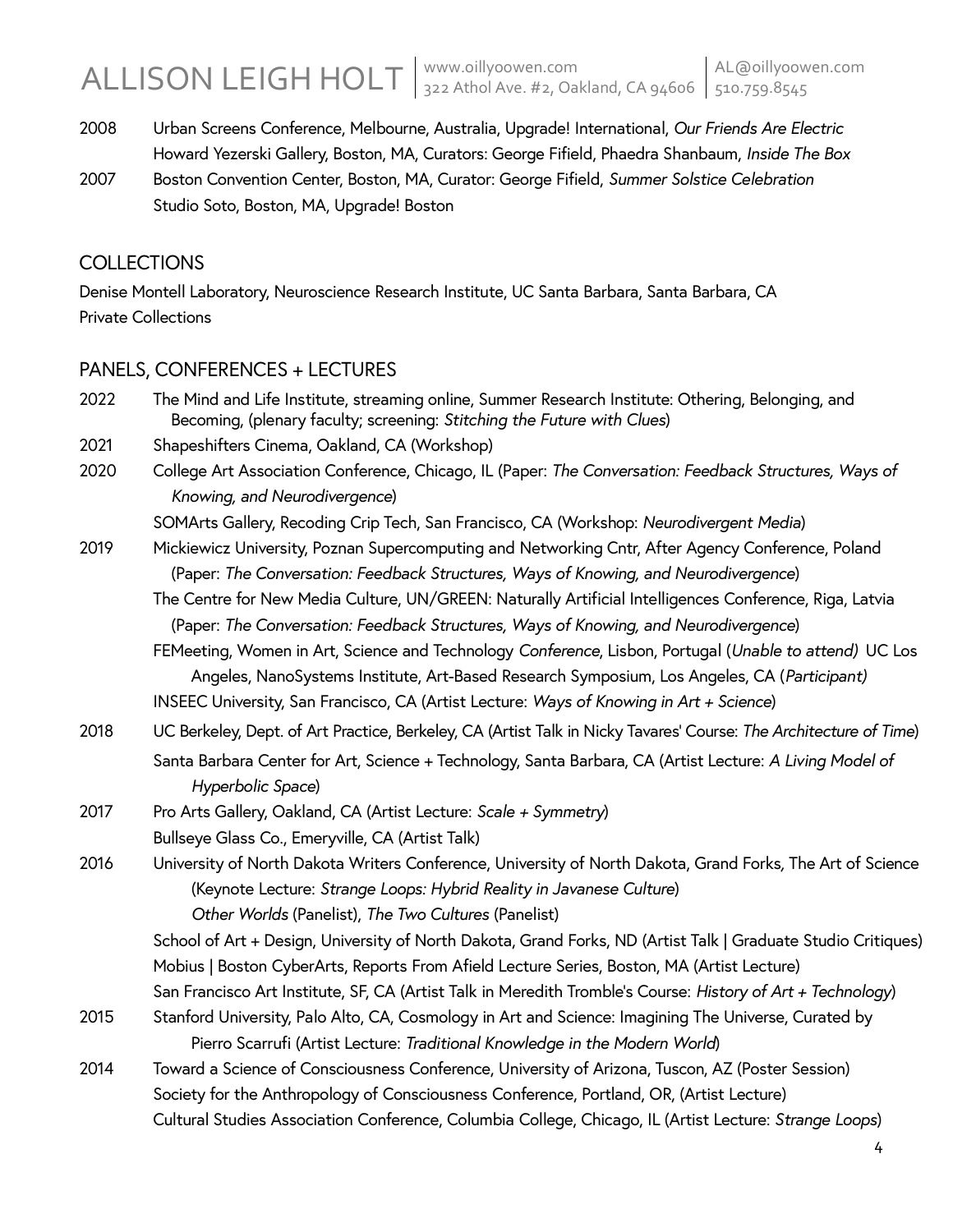2008 Urban Screens Conference, Melbourne, Australia, Upgrade! International, *Our Friends Are Electric*
Howard Yezerski Gallery, Boston, MA, Curators: George Fifield, Phaedra Shanbaum, *Inside The Box*

2007 Boston Convention Center, Boston, MA, Curator: George Fifield, *Summer Solstice Celebration*
Studio Soto, Boston, MA, Upgrade! Boston

## COLLECTIONS

Denise Montell Laboratory, Neuroscience Research Institute, UC Santa Barbara, Santa Barbara, CA
Private Collections

## PANELS, CONFERENCES + LECTURES

2022 The Mind and Life Institute, streaming online, Summer Research Institute: Othering, Belonging, and Becoming, (plenary faculty; screening: *Stitching the Future with Clues*)

2021 Shapeshifters Cinema, Oakland, CA (Workshop)

2020 College Art Association Conference, Chicago, IL (Paper: *The Conversation: Feedback Structures, Ways of Knowing, and Neurodivergence*)
SOMArts Gallery, Recoding Crip Tech, San Francisco, CA (Workshop: *Neurodivergent Media*)

2019 Mickiewicz University, Poznan Supercomputing and Networking Cntr, After Agency Conference, Poland (Paper: *The Conversation: Feedback Structures, Ways of Knowing, and Neurodivergence*)
The Centre for New Media Culture, UN/GREEN: Naturally Artificial Intelligences Conference, Riga, Latvia (Paper: *The Conversation: Feedback Structures, Ways of Knowing, and Neurodivergence*)
FEMeeting, Women in Art, Science and Technology *Conference*, Lisbon, Portugal (*Unable to attend)* UC Los Angeles, NanoSystems Institute, Art-Based Research Symposium, Los Angeles, CA (*Participant)*
INSEEC University, San Francisco, CA (Artist Lecture: *Ways of Knowing in Art + Science*)

2018 UC Berkeley, Dept. of Art Practice, Berkeley, CA (Artist Talk in Nicky Tavares' Course: *The Architecture of Time*)
Santa Barbara Center for Art, Science + Technology, Santa Barbara, CA (Artist Lecture: *A Living Model of Hyperbolic Space*)

2017 Pro Arts Gallery, Oakland, CA (Artist Lecture: *Scale + Symmetry*)
Bullseye Glass Co., Emeryville, CA (Artist Talk)

2016 University of North Dakota Writers Conference, University of North Dakota, Grand Forks, The Art of Science (Keynote Lecture: *Strange Loops: Hybrid Reality in Javanese Culture*)
*Other Worlds* (Panelist), *The Two Cultures* (Panelist)
School of Art + Design, University of North Dakota, Grand Forks, ND (Artist Talk | Graduate Studio Critiques)
Mobius | Boston CyberArts, Reports From Afield Lecture Series, Boston, MA (Artist Lecture)
San Francisco Art Institute, SF, CA (Artist Talk in Meredith Tromble's Course: *History of Art + Technology*)

2015 Stanford University, Palo Alto, CA, Cosmology in Art and Science: Imagining The Universe, Curated by Pierro Scarrufi (Artist Lecture: *Traditional Knowledge in the Modern World*)

2014 Toward a Science of Consciousness Conference, University of Arizona, Tuscon, AZ (Poster Session)
Society for the Anthropology of Consciousness Conference, Portland, OR, (Artist Lecture)
Cultural Studies Association Conference, Columbia College, Chicago, IL (Artist Lecture: *Strange Loops*)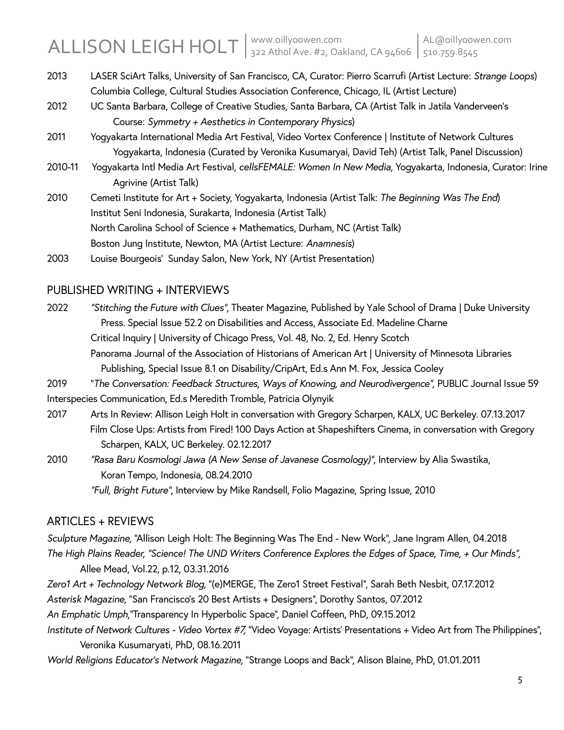2013 LASER SciArt Talks, University of San Francisco, CA, Curator: Pierro Scarrufi (Artist Lecture: *Strange Loops*)
Columbia College, Cultural Studies Association Conference, Chicago, IL (Artist Lecture)

2012 UC Santa Barbara, College of Creative Studies, Santa Barbara, CA (Artist Talk in Jatila Vanderveen's Course: *Symmetry + Aesthetics in Contemporary Physics*)

2011 Yogyakarta International Media Art Festival, Video Vortex Conference | Institute of Network Cultures Yogyakarta, Indonesia (Curated by Veronika Kusumaryai, David Teh) (Artist Talk, Panel Discussion)

2010-11 Yogyakarta Intl Media Art Festival, *cellsFEMALE: Women In New Media,* Yogyakarta, Indonesia, Curator: Irine Agrivine (Artist Talk)

2010 Cemeti Institute for Art + Society, Yogyakarta, Indonesia (Artist Talk: *The Beginning Was The End*)
Institut Seni Indonesia, Surakarta, Indonesia (Artist Talk)
North Carolina School of Science + Mathematics, Durham, NC (Artist Talk)
Boston Jung Institute, Newton, MA (Artist Lecture: *Anamnesis*)

2003 Louise Bourgeois' Sunday Salon, New York, NY (Artist Presentation)

## PUBLISHED WRITING + INTERVIEWS

2022 *"Stitching the Future with Clues",* Theater Magazine, Published by Yale School of Drama | Duke University Press. Special Issue 52.2 on Disabilities and Access, Associate Ed. Madeline Charne
Critical Inquiry | University of Chicago Press, Vol. 48, No. 2, Ed. Henry Scotch
Panorama Journal of the Association of Historians of American Art | University of Minnesota Libraries Publishing, Special Issue 8.1 on Disability/CripArt, Ed.s Ann M. Fox, Jessica Cooley

2019 "*The Conversation: Feedback Structures, Ways of Knowing, and Neurodivergence",* PUBLIC Journal Issue 59 Interspecies Communication, Ed.s Meredith Tromble, Patricia Olynyik

2017 Arts In Review: Allison Leigh Holt in conversation with Gregory Scharpen, KALX, UC Berkeley. 07.13.2017
Film Close Ups: Artists from Fired! 100 Days Action at Shapeshifters Cinema, in conversation with Gregory Scharpen, KALX, UC Berkeley. 02.12.2017

2010 *"Rasa Baru Kosmologi Jawa (A New Sense of Javanese Cosmology)",* Interview by Alia Swastika, Koran Tempo, Indonesia, 08.24.2010
*"Full, Bright Future"*, Interview by Mike Randsell, Folio Magazine, Spring Issue, 2010

## ARTICLES + REVIEWS

*Sculpture Magazine,* "Allison Leigh Holt: The Beginning Was The End - New Work", Jane Ingram Allen, 04.2018

*The High Plains Reader, "Science! The UND Writers Conference Explores the Edges of Space, Time, + Our Minds"*, Allee Mead, Vol.22, p.12, 03.31.2016

*Zero1 Art + Technology Network Blog,* "(e)MERGE, The Zero1 Street Festival", Sarah Beth Nesbit, 07.17.2012

*Asterisk Magazine,* "San Francisco's 20 Best Artists + Designers", Dorothy Santos, 07.2012

*An Emphatic Umph,*"Transparency In Hyperbolic Space", Daniel Coffeen, PhD, 09.15.2012

*Institute of Network Cultures - Video Vortex #7,* "Video Voyage: Artists' Presentations + Video Art from The Philippines", Veronika Kusumaryati, PhD, 08.16.2011

*World Religions Educator's Network Magazine,* "Strange Loops and Back", Alison Blaine, PhD, 01.01.2011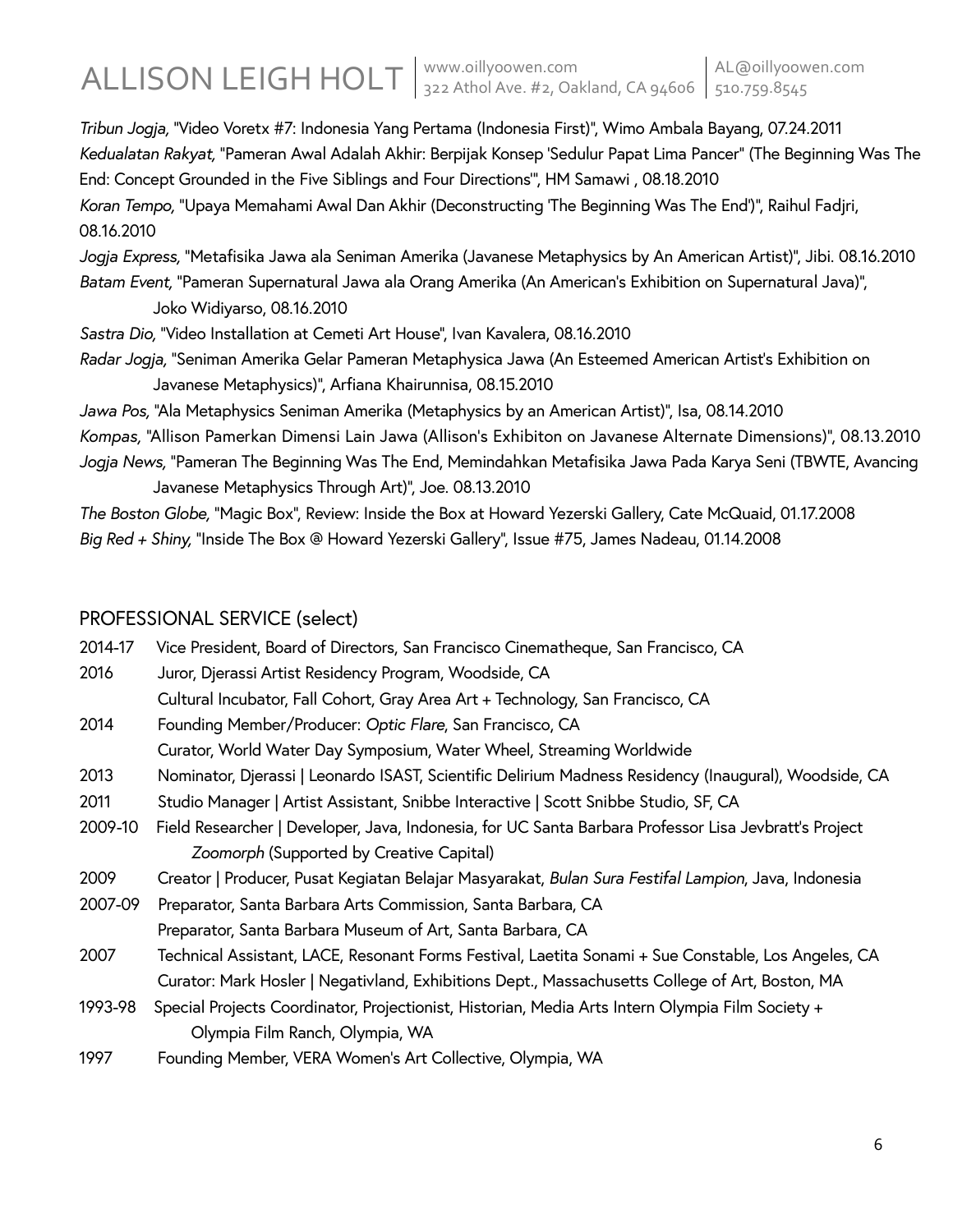*Tribun Jogja,* "Video Voretx #7: Indonesia Yang Pertama (Indonesia First)", Wimo Ambala Bayang, 07.24.2011

*Kedualatan Rakyat,* "Pameran Awal Adalah Akhir: Berpijak Konsep 'Sedulur Papat Lima Pancer" (The Beginning Was The End: Concept Grounded in the Five Siblings and Four Directions'", HM Samawi , 08.18.2010

*Koran Tempo,* "Upaya Memahami Awal Dan Akhir (Deconstructing 'The Beginning Was The End')", Raihul Fadjri, 08.16.2010

*Jogja Express,* "Metafisika Jawa ala Seniman Amerika (Javanese Metaphysics by An American Artist)", Jibi. 08.16.2010

*Batam Event,* "Pameran Supernatural Jawa ala Orang Amerika (An American's Exhibition on Supernatural Java)", Joko Widiyarso, 08.16.2010

*Sastra Dio,* "Video Installation at Cemeti Art House", Ivan Kavalera, 08.16.2010

*Radar Jogja,* "Seniman Amerika Gelar Pameran Metaphysica Jawa (An Esteemed American Artist's Exhibition on Javanese Metaphysics)", Arfiana Khairunnisa, 08.15.2010

*Jawa Pos,* "Ala Metaphysics Seniman Amerika (Metaphysics by an American Artist)", Isa, 08.14.2010

*Kompas,* "Allison Pamerkan Dimensi Lain Jawa (Allison's Exhibiton on Javanese Alternate Dimensions)", 08.13.2010

*Jogja News,* "Pameran The Beginning Was The End, Memindahkan Metafisika Jawa Pada Karya Seni (TBWTE, Avancing Javanese Metaphysics Through Art)", Joe. 08.13.2010

*The Boston Globe,* "Magic Box", Review: Inside the Box at Howard Yezerski Gallery, Cate McQuaid, 01.17.2008

*Big Red + Shiny,* "Inside The Box @ Howard Yezerski Gallery", Issue #75, James Nadeau, 01.14.2008

## PROFESSIONAL SERVICE (select)

2014-17 Vice President, Board of Directors, San Francisco Cinematheque, San Francisco, CA

2016 Juror, Djerassi Artist Residency Program, Woodside, CA
Cultural Incubator, Fall Cohort, Gray Area Art + Technology, San Francisco, CA

2014 Founding Member/Producer: *Optic Flare*, San Francisco, CA
Curator, World Water Day Symposium, Water Wheel, Streaming Worldwide

2013 Nominator, Djerassi | Leonardo ISAST, Scientific Delirium Madness Residency (Inaugural), Woodside, CA

2011 Studio Manager | Artist Assistant, Snibbe Interactive | Scott Snibbe Studio, SF, CA

2009-10 Field Researcher | Developer, Java, Indonesia, for UC Santa Barbara Professor Lisa Jevbratt's Project *Zoomorph* (Supported by Creative Capital)

2009 Creator | Producer, Pusat Kegiatan Belajar Masyarakat, *Bulan Sura Festifal Lampion*, Java, Indonesia

2007-09 Preparator, Santa Barbara Arts Commission, Santa Barbara, CA
Preparator, Santa Barbara Museum of Art, Santa Barbara, CA

2007 Technical Assistant, LACE, Resonant Forms Festival, Laetita Sonami + Sue Constable, Los Angeles, CA
Curator: Mark Hosler | Negativland, Exhibitions Dept., Massachusetts College of Art, Boston, MA

1993-98 Special Projects Coordinator, Projectionist, Historian, Media Arts Intern Olympia Film Society + Olympia Film Ranch, Olympia, WA

1997 Founding Member, VERA Women's Art Collective, Olympia, WA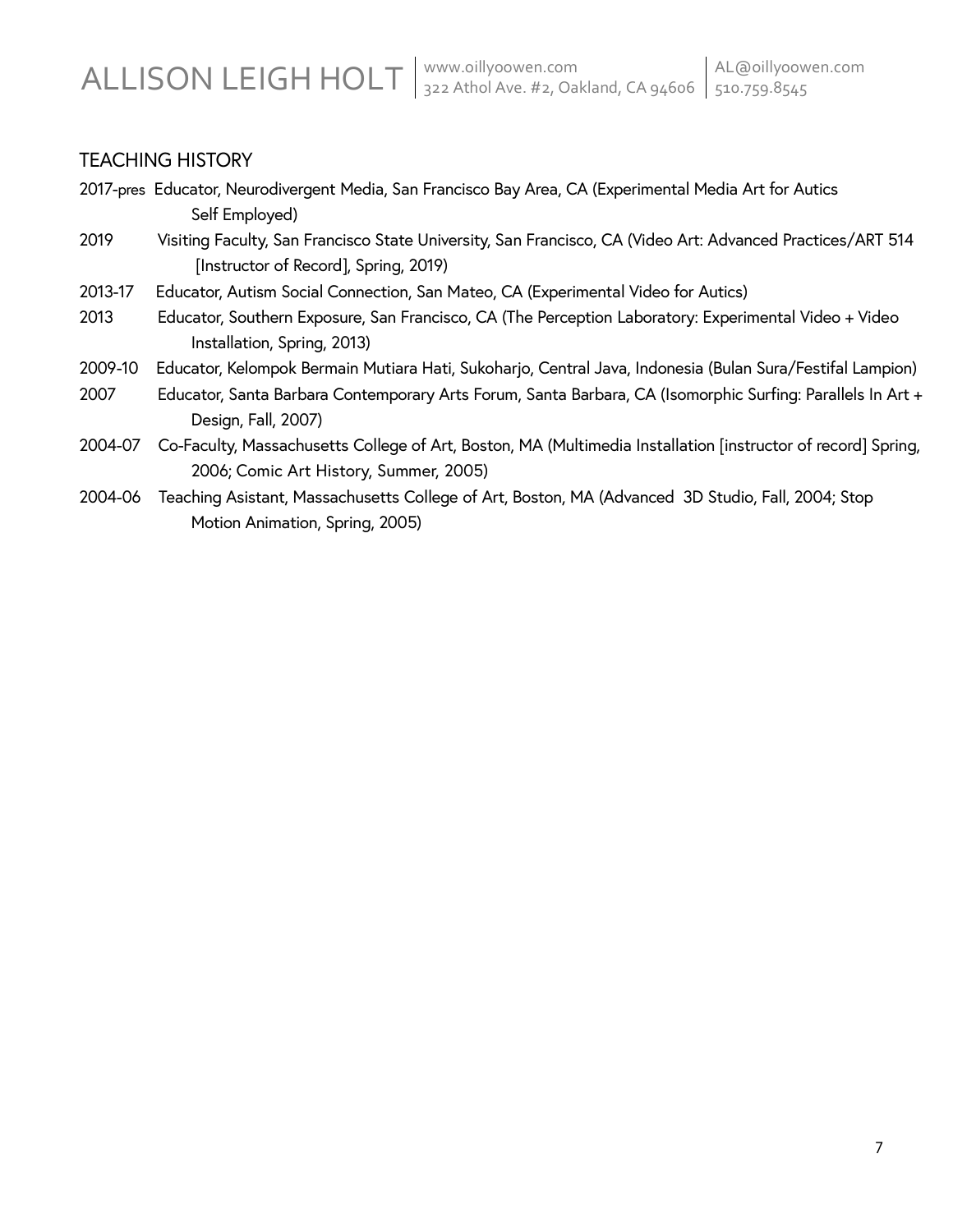ALLISON LEIGH HOLT | www.oillyoowen.com | 322 Athol Ave. #2, Oakland, CA 94606 | AL@oillyoowen.com | 510.759.8545

## TEACHING HISTORY

2017-pres Educator, Neurodivergent Media, San Francisco Bay Area, CA (Experimental Media Art for Autics Self Employed)

2019 Visiting Faculty, San Francisco State University, San Francisco, CA (Video Art: Advanced Practices/ART 514 [Instructor of Record], Spring, 2019)

2013-17 Educator, Autism Social Connection, San Mateo, CA (Experimental Video for Autics)

2013 Educator, Southern Exposure, San Francisco, CA (The Perception Laboratory: Experimental Video + Video Installation, Spring, 2013)

2009-10 Educator, Kelompok Bermain Mutiara Hati, Sukoharjo, Central Java, Indonesia (Bulan Sura/Festifal Lampion)

2007 Educator, Santa Barbara Contemporary Arts Forum, Santa Barbara, CA (Isomorphic Surfing: Parallels In Art + Design, Fall, 2007)

2004-07 Co-Faculty, Massachusetts College of Art, Boston, MA (Multimedia Installation [instructor of record] Spring, 2006; Comic Art History, Summer, 2005)

2004-06 Teaching Asistant, Massachusetts College of Art, Boston, MA (Advanced 3D Studio, Fall, 2004; Stop Motion Animation, Spring, 2005)